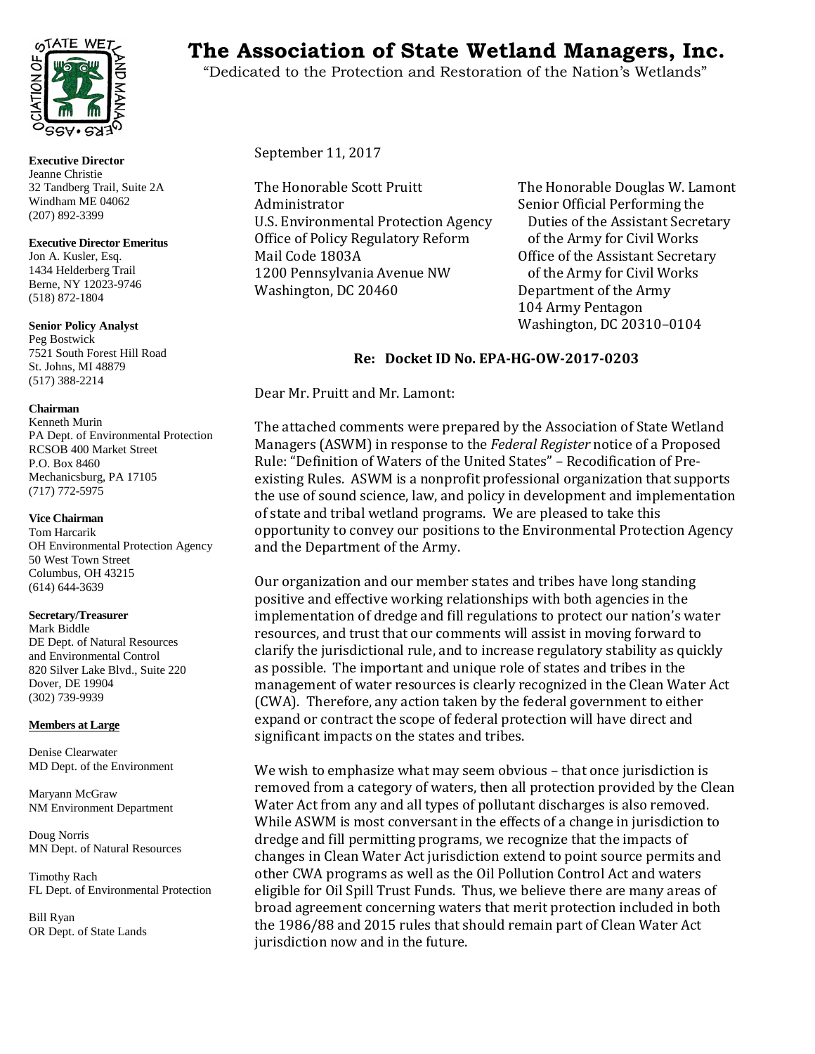# The Association of State Wetland Managers, Inc.

"Dedicated to the Protection and Restoration of the Nation's Wetlands"

**Executive Director**
Jeanne Christie
32 Tandberg Trail, Suite 2A
Windham ME 04062
(207) 892-3399

**Executive Director Emeritus**
Jon A. Kusler, Esq.
1434 Helderberg Trail
Berne, NY 12023-9746
(518) 872-1804

**Senior Policy Analyst**
Peg Bostwick
7521 South Forest Hill Road
St. Johns, MI 48879
(517) 388-2214

**Chairman**
Kenneth Murin
PA Dept. of Environmental Protection
RCSOB 400 Market Street
P.O. Box 8460
Mechanicsburg, PA 17105
(717) 772-5975

**Vice Chairman**
Tom Harcarik
OH Environmental Protection Agency
50 West Town Street
Columbus, OH 43215
(614) 644-3639

**Secretary/Treasurer**
Mark Biddle
DE Dept. of Natural Resources and Environmental Control
820 Silver Lake Blvd., Suite 220
Dover, DE 19904
(302) 739-9939

**Members at Large**

Denise Clearwater
MD Dept. of the Environment

Maryann McGraw
NM Environment Department

Doug Norris
MN Dept. of Natural Resources

Timothy Rach
FL Dept. of Environmental Protection

Bill Ryan
OR Dept. of State Lands

September 11, 2017

The Honorable Scott Pruitt
Administrator
U.S. Environmental Protection Agency
Office of Policy Regulatory Reform
Mail Code 1803A
1200 Pennsylvania Avenue NW
Washington, DC 20460

The Honorable Douglas W. Lamont
Senior Official Performing the Duties of the Assistant Secretary of the Army for Civil Works
Office of the Assistant Secretary of the Army for Civil Works
Department of the Army
104 Army Pentagon
Washington, DC 20310–0104

**Re: Docket ID No. EPA-HG-OW-2017-0203**

Dear Mr. Pruitt and Mr. Lamont:

The attached comments were prepared by the Association of State Wetland Managers (ASWM) in response to the *Federal Register* notice of a Proposed Rule: "Definition of Waters of the United States" – Recodification of Pre-existing Rules. ASWM is a nonprofit professional organization that supports the use of sound science, law, and policy in development and implementation of state and tribal wetland programs. We are pleased to take this opportunity to convey our positions to the Environmental Protection Agency and the Department of the Army.

Our organization and our member states and tribes have long standing positive and effective working relationships with both agencies in the implementation of dredge and fill regulations to protect our nation's water resources, and trust that our comments will assist in moving forward to clarify the jurisdictional rule, and to increase regulatory stability as quickly as possible. The important and unique role of states and tribes in the management of water resources is clearly recognized in the Clean Water Act (CWA). Therefore, any action taken by the federal government to either expand or contract the scope of federal protection will have direct and significant impacts on the states and tribes.

We wish to emphasize what may seem obvious – that once jurisdiction is removed from a category of waters, then all protection provided by the Clean Water Act from any and all types of pollutant discharges is also removed. While ASWM is most conversant in the effects of a change in jurisdiction to dredge and fill permitting programs, we recognize that the impacts of changes in Clean Water Act jurisdiction extend to point source permits and other CWA programs as well as the Oil Pollution Control Act and waters eligible for Oil Spill Trust Funds. Thus, we believe there are many areas of broad agreement concerning waters that merit protection included in both the 1986/88 and 2015 rules that should remain part of Clean Water Act jurisdiction now and in the future.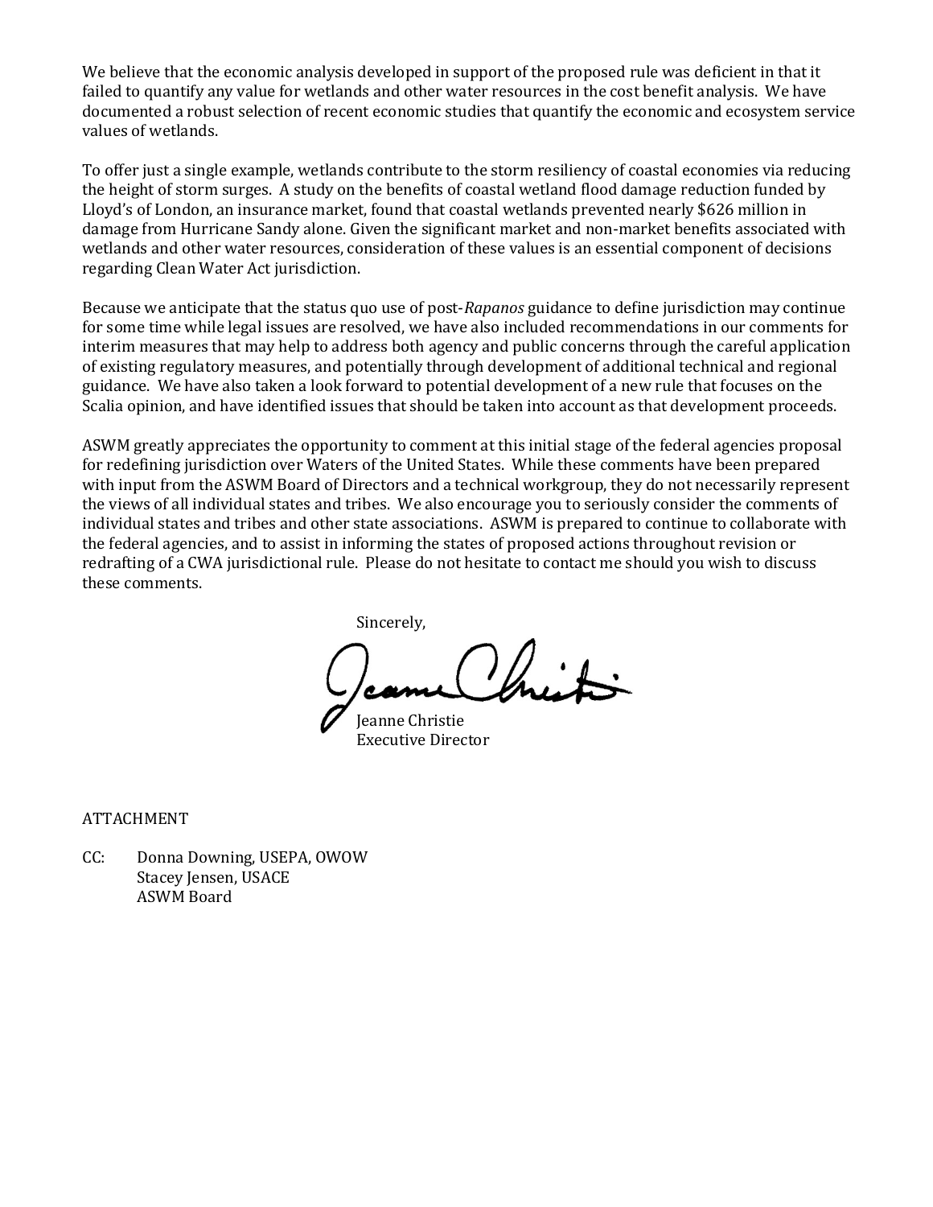We believe that the economic analysis developed in support of the proposed rule was deficient in that it failed to quantify any value for wetlands and other water resources in the cost benefit analysis. We have documented a robust selection of recent economic studies that quantify the economic and ecosystem service values of wetlands.

To offer just a single example, wetlands contribute to the storm resiliency of coastal economies via reducing the height of storm surges. A study on the benefits of coastal wetland flood damage reduction funded by Lloyd's of London, an insurance market, found that coastal wetlands prevented nearly $626 million in damage from Hurricane Sandy alone. Given the significant market and non-market benefits associated with wetlands and other water resources, consideration of these values is an essential component of decisions regarding Clean Water Act jurisdiction.

Because we anticipate that the status quo use of post-*Rapanos* guidance to define jurisdiction may continue for some time while legal issues are resolved, we have also included recommendations in our comments for interim measures that may help to address both agency and public concerns through the careful application of existing regulatory measures, and potentially through development of additional technical and regional guidance. We have also taken a look forward to potential development of a new rule that focuses on the Scalia opinion, and have identified issues that should be taken into account as that development proceeds.

ASWM greatly appreciates the opportunity to comment at this initial stage of the federal agencies proposal for redefining jurisdiction over Waters of the United States. While these comments have been prepared with input from the ASWM Board of Directors and a technical workgroup, they do not necessarily represent the views of all individual states and tribes. We also encourage you to seriously consider the comments of individual states and tribes and other state associations. ASWM is prepared to continue to collaborate with the federal agencies, and to assist in informing the states of proposed actions throughout revision or redrafting of a CWA jurisdictional rule. Please do not hesitate to contact me should you wish to discuss these comments.

Sincerely,

Jeanne Christie
Executive Director

ATTACHMENT

CC: Donna Downing, USEPA, OWOW
Stacey Jensen, USACE
ASWM Board